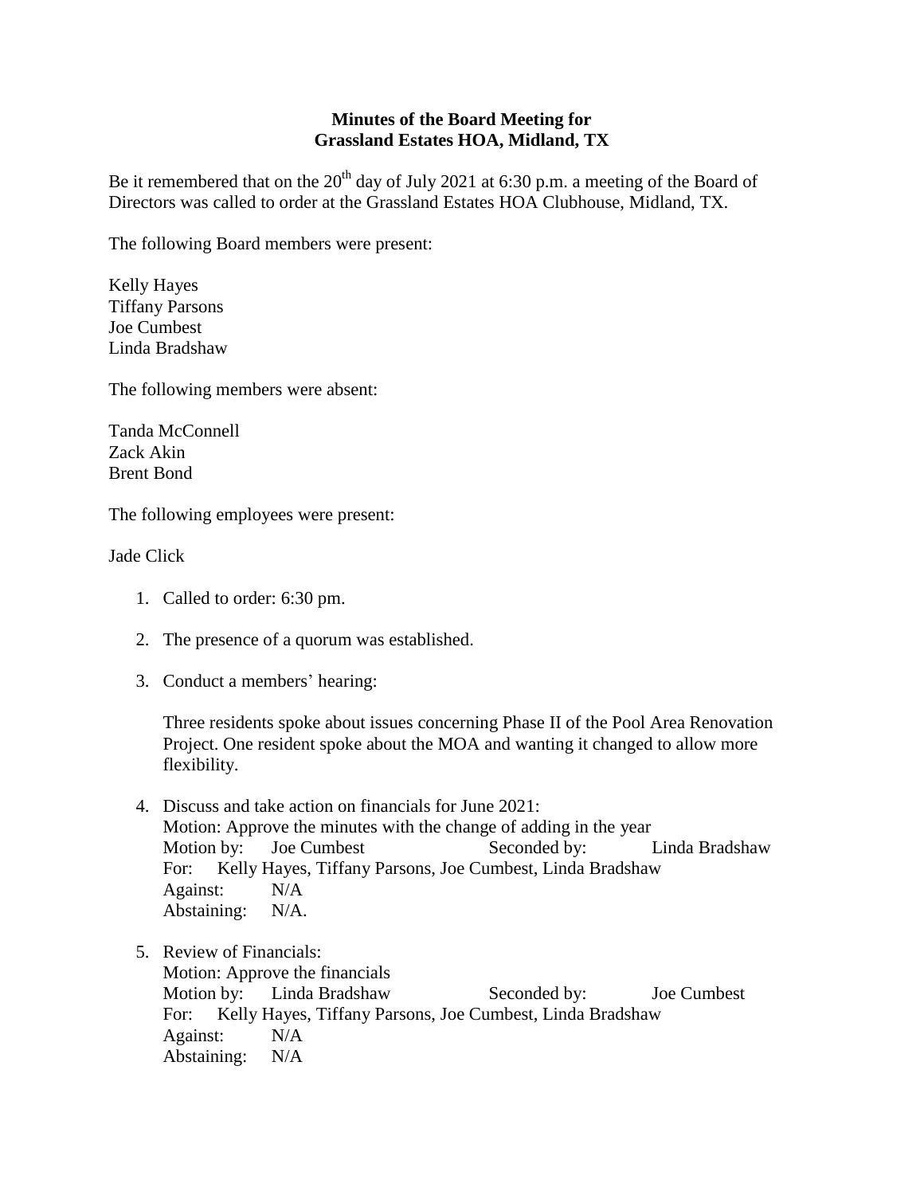**Minutes of the Board Meeting for**
**Grassland Estates HOA, Midland, TX**

Be it remembered that on the 20th day of July 2021 at 6:30 p.m. a meeting of the Board of Directors was called to order at the Grassland Estates HOA Clubhouse, Midland, TX.

The following Board members were present:

Kelly Hayes
Tiffany Parsons
Joe Cumbest
Linda Bradshaw

The following members were absent:

Tanda McConnell
Zack Akin
Brent Bond

The following employees were present:

Jade Click

1. Called to order: 6:30 pm.

2. The presence of a quorum was established.

3. Conduct a members' hearing:

   Three residents spoke about issues concerning Phase II of the Pool Area Renovation Project. One resident spoke about the MOA and wanting it changed to allow more flexibility.

4. Discuss and take action on financials for June 2021:
   Motion: Approve the minutes with the change of adding in the year
   Motion by: Joe Cumbest Seconded by: Linda Bradshaw
   For: Kelly Hayes, Tiffany Parsons, Joe Cumbest, Linda Bradshaw
   Against: N/A
   Abstaining: N/A.

5. Review of Financials:
   Motion: Approve the financials
   Motion by: Linda Bradshaw Seconded by: Joe Cumbest
   For: Kelly Hayes, Tiffany Parsons, Joe Cumbest, Linda Bradshaw
   Against: N/A
   Abstaining: N/A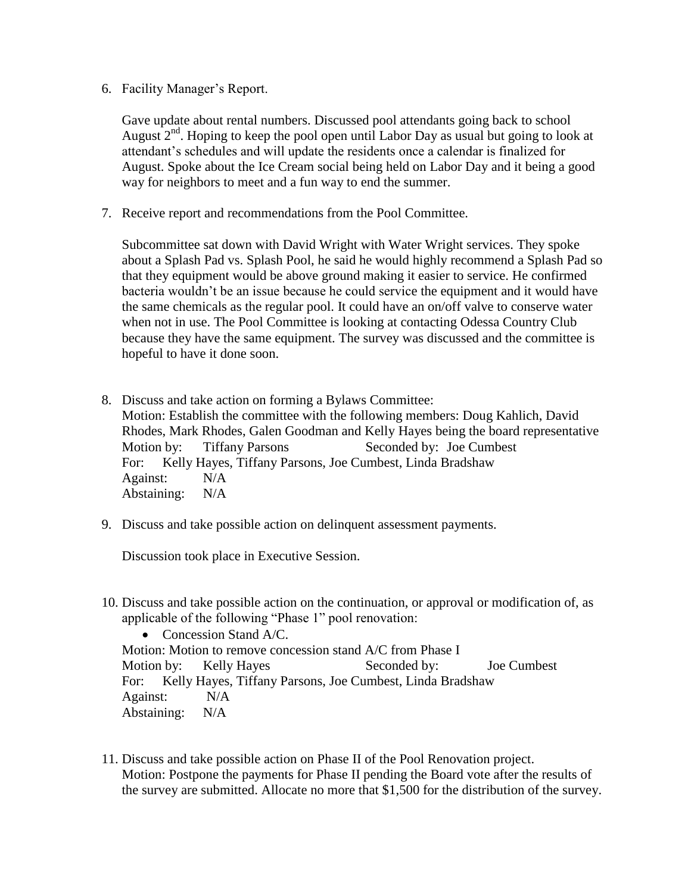6. Facility Manager's Report.

   Gave update about rental numbers. Discussed pool attendants going back to school August 2nd. Hoping to keep the pool open until Labor Day as usual but going to look at attendant's schedules and will update the residents once a calendar is finalized for August. Spoke about the Ice Cream social being held on Labor Day and it being a good way for neighbors to meet and a fun way to end the summer.

7. Receive report and recommendations from the Pool Committee.

   Subcommittee sat down with David Wright with Water Wright services. They spoke about a Splash Pad vs. Splash Pool, he said he would highly recommend a Splash Pad so that they equipment would be above ground making it easier to service. He confirmed bacteria wouldn't be an issue because he could service the equipment and it would have the same chemicals as the regular pool. It could have an on/off valve to conserve water when not in use. The Pool Committee is looking at contacting Odessa Country Club because they have the same equipment. The survey was discussed and the committee is hopeful to have it done soon.

8. Discuss and take action on forming a Bylaws Committee:
   Motion: Establish the committee with the following members: Doug Kahlich, David Rhodes, Mark Rhodes, Galen Goodman and Kelly Hayes being the board representative
   Motion by: Tiffany Parsons Seconded by: Joe Cumbest
   For: Kelly Hayes, Tiffany Parsons, Joe Cumbest, Linda Bradshaw
   Against: N/A
   Abstaining: N/A

9. Discuss and take possible action on delinquent assessment payments.

   Discussion took place in Executive Session.

10. Discuss and take possible action on the continuation, or approval or modification of, as applicable of the following "Phase 1" pool renovation:
    - Concession Stand A/C.

    Motion: Motion to remove concession stand A/C from Phase I
    Motion by: Kelly Hayes Seconded by: Joe Cumbest
    For: Kelly Hayes, Tiffany Parsons, Joe Cumbest, Linda Bradshaw
    Against: N/A
    Abstaining: N/A

11. Discuss and take possible action on Phase II of the Pool Renovation project.
    Motion: Postpone the payments for Phase II pending the Board vote after the results of the survey are submitted. Allocate no more that $1,500 for the distribution of the survey.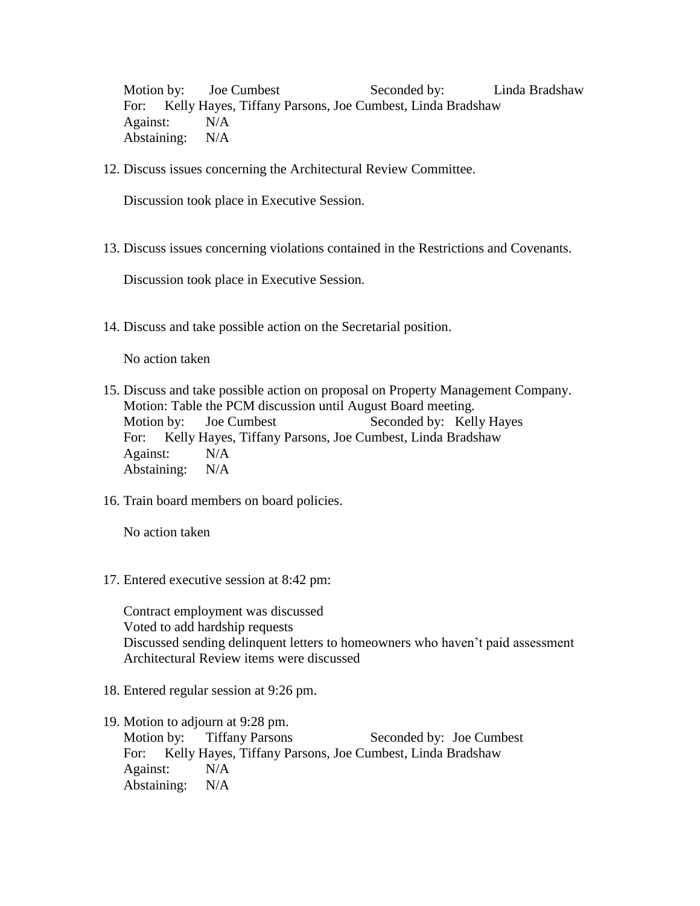Motion by: Joe Cumbest Seconded by: Linda Bradshaw
For: Kelly Hayes, Tiffany Parsons, Joe Cumbest, Linda Bradshaw
Against: N/A
Abstaining: N/A

12. Discuss issues concerning the Architectural Review Committee.

    Discussion took place in Executive Session.

13. Discuss issues concerning violations contained in the Restrictions and Covenants.

    Discussion took place in Executive Session.

14. Discuss and take possible action on the Secretarial position.

    No action taken

15. Discuss and take possible action on proposal on Property Management Company.
    Motion: Table the PCM discussion until August Board meeting.
    Motion by: Joe Cumbest Seconded by: Kelly Hayes
    For: Kelly Hayes, Tiffany Parsons, Joe Cumbest, Linda Bradshaw
    Against: N/A
    Abstaining: N/A

16. Train board members on board policies.

    No action taken

17. Entered executive session at 8:42 pm:

    Contract employment was discussed
    Voted to add hardship requests
    Discussed sending delinquent letters to homeowners who haven't paid assessment
    Architectural Review items were discussed

18. Entered regular session at 9:26 pm.

19. Motion to adjourn at 9:28 pm.
    Motion by: Tiffany Parsons Seconded by: Joe Cumbest
    For: Kelly Hayes, Tiffany Parsons, Joe Cumbest, Linda Bradshaw
    Against: N/A
    Abstaining: N/A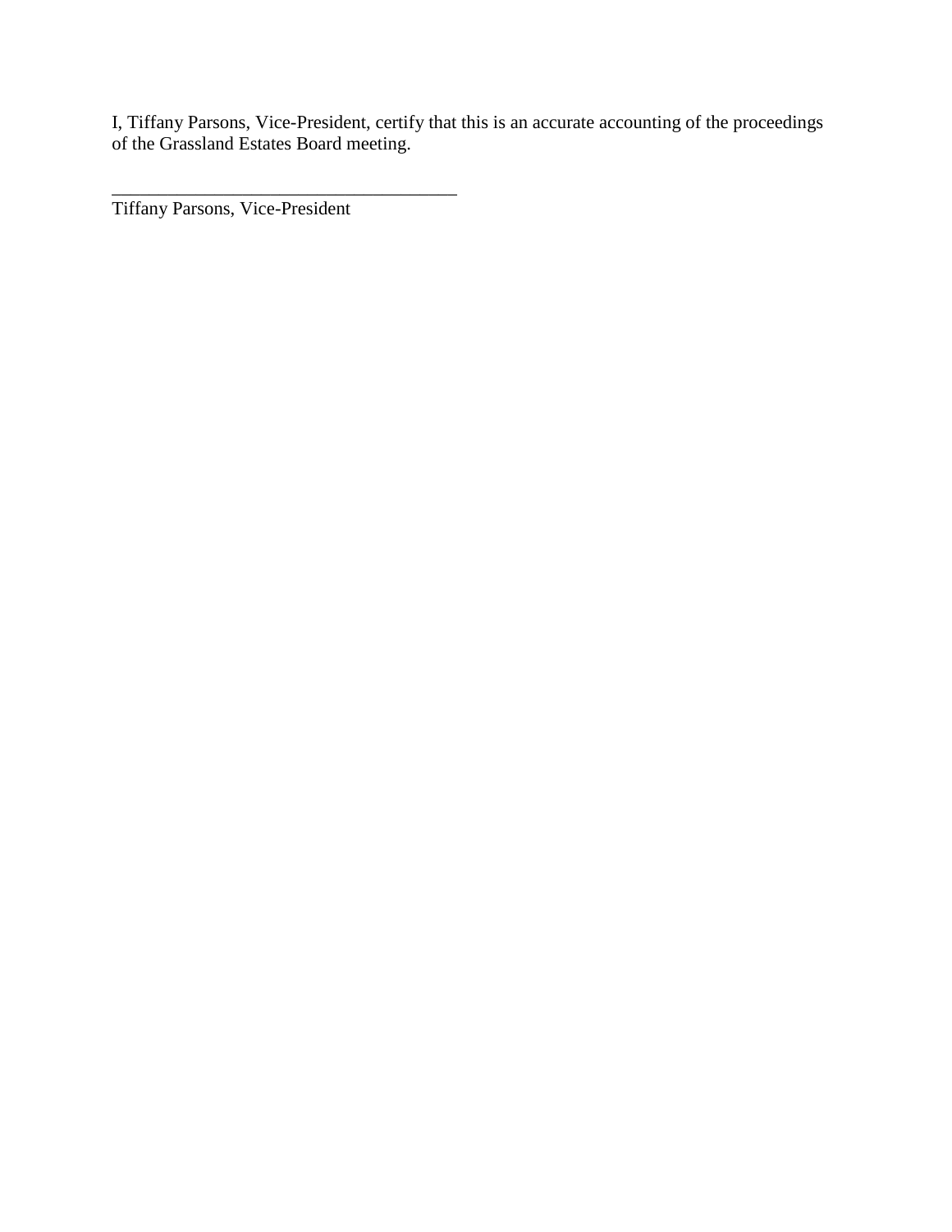I, Tiffany Parsons, Vice-President, certify that this is an accurate accounting of the proceedings of the Grassland Estates Board meeting.

\_\_\_\_\_\_\_\_\_\_\_\_\_\_\_\_\_\_\_\_\_\_\_\_\_\_\_\_\_\_\_\_\_\_\_\_\_\_

Tiffany Parsons, Vice-President